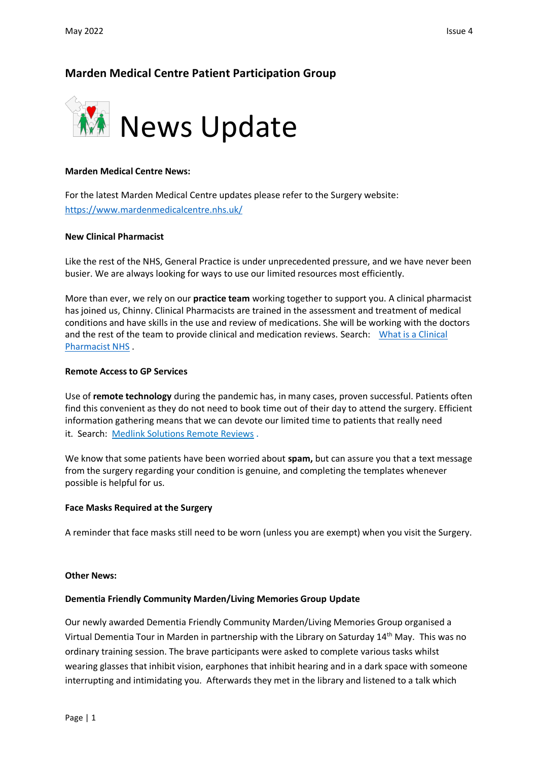# Marden Medical Centre Patient Participation Group

# News Update

**Marden Medical Centre News:**

For the latest Marden Medical Centre updates please refer to the Surgery website: [https://www.mardenmedicalcentre.nhs.uk/](https://www.mardenmedicalcentre.nhs.uk/)

**New Clinical Pharmacist**

Like the rest of the NHS, General Practice is under unprecedented pressure, and we have never been busier. We are always looking for ways to use our limited resources most efficiently.

More than ever, we rely on our **practice team** working together to support you. A clinical pharmacist has joined us, Chinny. Clinical Pharmacists are trained in the assessment and treatment of medical conditions and have skills in the use and review of medications. She will be working with the doctors and the rest of the team to provide clinical and medication reviews. Search: What is a Clinical Pharmacist NHS .

**Remote Access to GP Services**

Use of **remote technology** during the pandemic has, in many cases, proven successful. Patients often find this convenient as they do not need to book time out of their day to attend the surgery. Efficient information gathering means that we can devote our limited time to patients that really need it. Search: Medlink Solutions Remote Reviews .

We know that some patients have been worried about **spam,** but can assure you that a text message from the surgery regarding your condition is genuine, and completing the templates whenever possible is helpful for us.

**Face Masks Required at the Surgery**

A reminder that face masks still need to be worn (unless you are exempt) when you visit the Surgery.

**Other News:**

**Dementia Friendly Community Marden/Living Memories Group Update**

Our newly awarded Dementia Friendly Community Marden/Living Memories Group organised a Virtual Dementia Tour in Marden in partnership with the Library on Saturday 14th May. This was no ordinary training session. The brave participants were asked to complete various tasks whilst wearing glasses that inhibit vision, earphones that inhibit hearing and in a dark space with someone interrupting and intimidating you. Afterwards they met in the library and listened to a talk which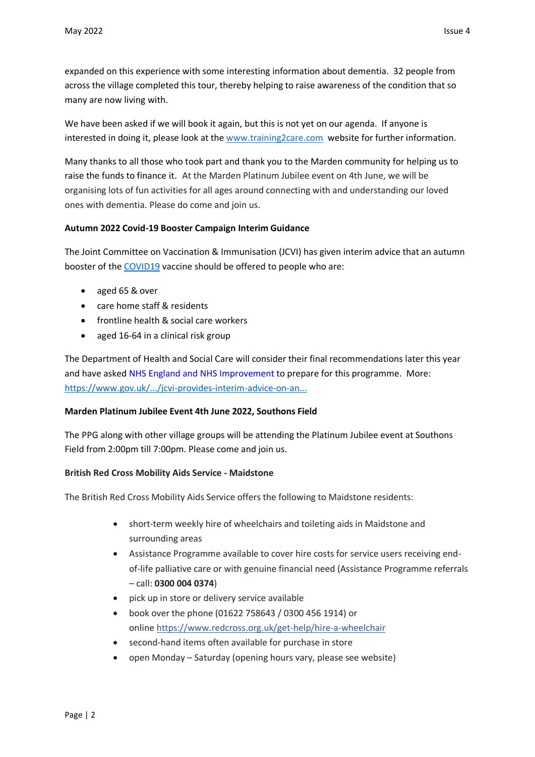expanded on this experience with some interesting information about dementia. 32 people from across the village completed this tour, thereby helping to raise awareness of the condition that so many are now living with.

We have been asked if we will book it again, but this is not yet on our agenda. If anyone is interested in doing it, please look at the [www.training2care.com](www.training2care.com) website for further information.

Many thanks to all those who took part and thank you to the Marden community for helping us to raise the funds to finance it. At the Marden Platinum Jubilee event on 4th June, we will be organising lots of fun activities for all ages around connecting with and understanding our loved ones with dementia. Please do come and join us.

**Autumn 2022 Covid-19 Booster Campaign Interim Guidance**

The Joint Committee on Vaccination & Immunisation (JCVI) has given interim advice that an autumn booster of the COVID19 vaccine should be offered to people who are:

- aged 65 & over
- care home staff & residents
- frontline health & social care workers
- aged 16-64 in a clinical risk group

The Department of Health and Social Care will consider their final recommendations later this year and have asked NHS England and NHS Improvement to prepare for this programme. More: https://www.gov.uk/.../jcvi-provides-interim-advice-on-an...

**Marden Platinum Jubilee Event 4th June 2022, Southons Field**

The PPG along with other village groups will be attending the Platinum Jubilee event at Southons Field from 2:00pm till 7:00pm. Please come and join us.

**British Red Cross Mobility Aids Service - Maidstone**

The British Red Cross Mobility Aids Service offers the following to Maidstone residents:

- short-term weekly hire of wheelchairs and toileting aids in Maidstone and surrounding areas
- Assistance Programme available to cover hire costs for service users receiving end-of-life palliative care or with genuine financial need (Assistance Programme referrals – call: **0300 004 0374**)
- pick up in store or delivery service available
- book over the phone (01622 758643 / 0300 456 1914) or online https://www.redcross.org.uk/get-help/hire-a-wheelchair
- second-hand items often available for purchase in store
- open Monday – Saturday (opening hours vary, please see website)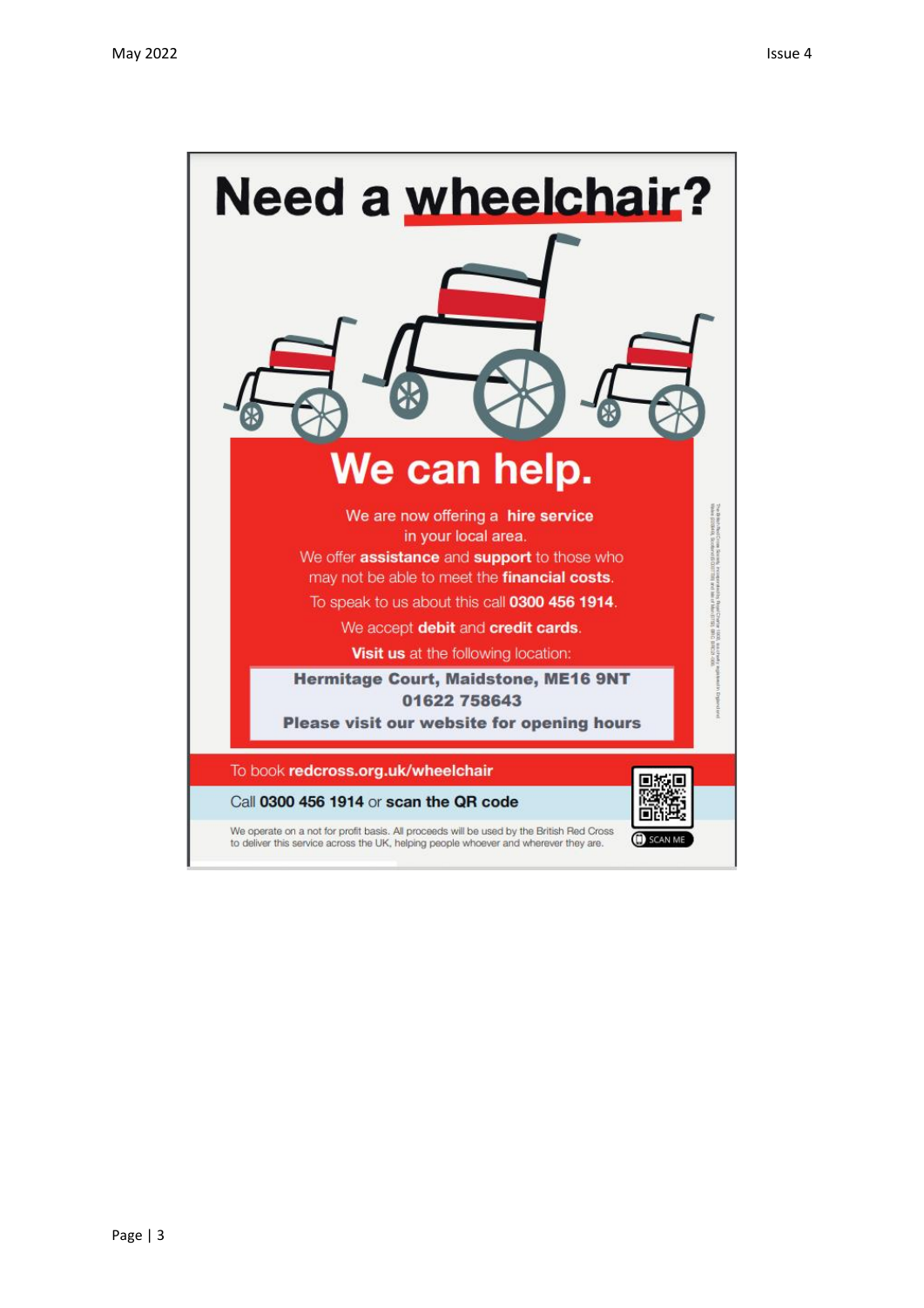# Need a wheelchair?

## We can help.

We are now offering a **hire service** in your local area.

We offer **assistance** and **support** to those who may not be able to meet the **financial costs**.

To speak to us about this call **0300 456 1914**.

We accept **debit** and **credit cards**.

**Visit us** at the following location:

**Hermitage Court, Maidstone, ME16 9NT**
**01622 758643**
**Please visit our website for opening hours**

To book **redcross.org.uk/wheelchair**

Call **0300 456 1914** or **scan the QR code**

We operate on a not for profit basis. All proceeds will be used by the British Red Cross to deliver this service across the UK, helping people whoever and wherever they are.

SCAN ME